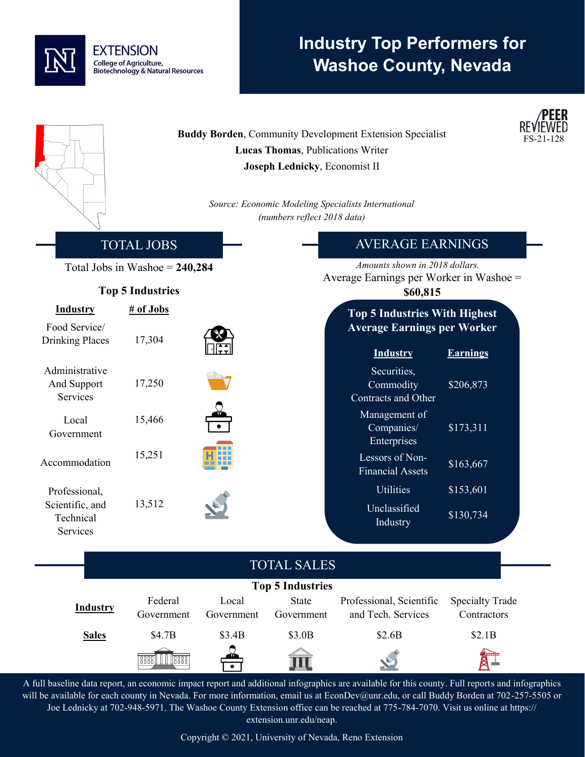EXTENSION
College of Agriculture, Biotechnology & Natural Resources

# Industry Top Performers for Washoe County, Nevada

PEER REVIEWED
FS-21-128

**Buddy Borden**, Community Development Extension Specialist
**Lucas Thomas**, Publications Writer
**Joseph Lednicky**, Economist II

*Source: Economic Modeling Specialists International (numbers reflect 2018 data)*

## TOTAL JOBS

Total Jobs in Washoe = **240,284**

### Top 5 Industries

| Industry | # of Jobs |
|---|---|
| Food Service/ Drinking Places | 17,304 |
| Administrative And Support Services | 17,250 |
| Local Government | 15,466 |
| Accommodation | 15,251 |
| Professional, Scientific, and Technical Services | 13,512 |

## AVERAGE EARNINGS

*Amounts shown in 2018 dollars.*

Average Earnings per Worker in Washoe = **$60,815**

### Top 5 Industries With Highest Average Earnings per Worker

| Industry | Earnings |
|---|---|
| Securities, Commodity Contracts and Other | $206,873 |
| Management of Companies/ Enterprises | $173,311 |
| Lessors of Non-Financial Assets | $163,667 |
| Utilities | $153,601 |
| Unclassified Industry | $130,734 |

## TOTAL SALES

### Top 5 Industries

| Industry | Federal Government | Local Government | State Government | Professional, Scientific and Tech. Services | Specialty Trade Contractors |
|---|---|---|---|---|---|
| Sales | $4.7B | $3.4B | $3.0B | $2.6B | $2.1B |

A full baseline data report, an economic impact report and additional infographics are available for this county. Full reports and infographics will be available for each county in Nevada. For more information, email us at EconDev@unr.edu, or call Buddy Borden at 702-257-5505 or Joe Lednicky at 702-948-5971. The Washoe County Extension office can be reached at 775-784-7070. Visit us online at https://extension.unr.edu/neap.

Copyright © 2021, University of Nevada, Reno Extension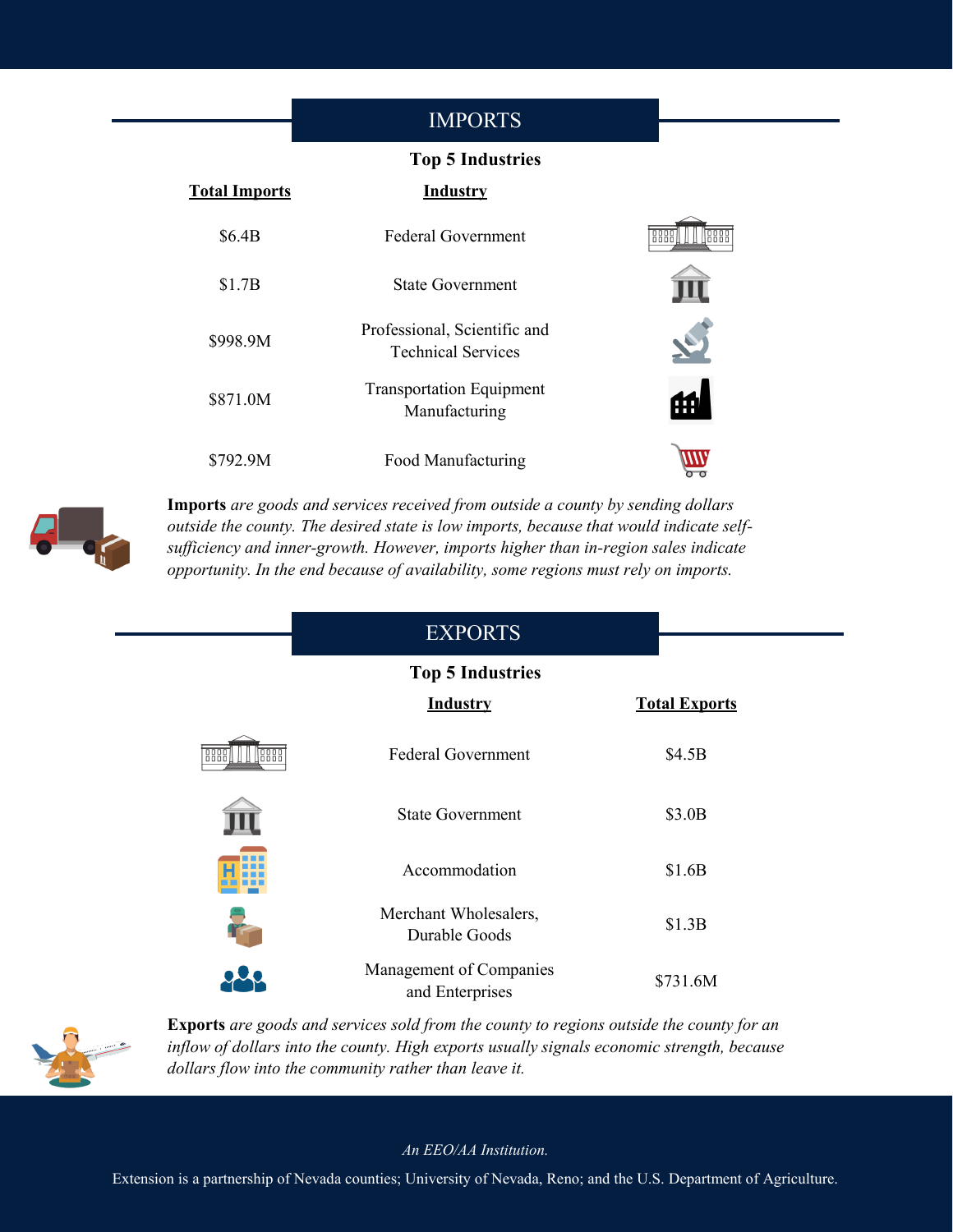## IMPORTS

### Top 5 Industries

| Total Imports | Industry |
|---|---|
| $6.4B | Federal Government |
| $1.7B | State Government |
| $998.9M | Professional, Scientific and Technical Services |
| $871.0M | Transportation Equipment Manufacturing |
| $792.9M | Food Manufacturing |

**Imports** *are goods and services received from outside a county by sending dollars outside the county. The desired state is low imports, because that would indicate self-sufficiency and inner-growth. However, imports higher than in-region sales indicate opportunity. In the end because of availability, some regions must rely on imports.*

## EXPORTS

### Top 5 Industries

| Industry | Total Exports |
|---|---|
| Federal Government | $4.5B |
| State Government | $3.0B |
| Accommodation | $1.6B |
| Merchant Wholesalers, Durable Goods | $1.3B |
| Management of Companies and Enterprises | $731.6M |

**Exports** *are goods and services sold from the county to regions outside the county for an inflow of dollars into the county. High exports usually signals economic strength, because dollars flow into the community rather than leave it.*

*An EEO/AA Institution.*

Extension is a partnership of Nevada counties; University of Nevada, Reno; and the U.S. Department of Agriculture.